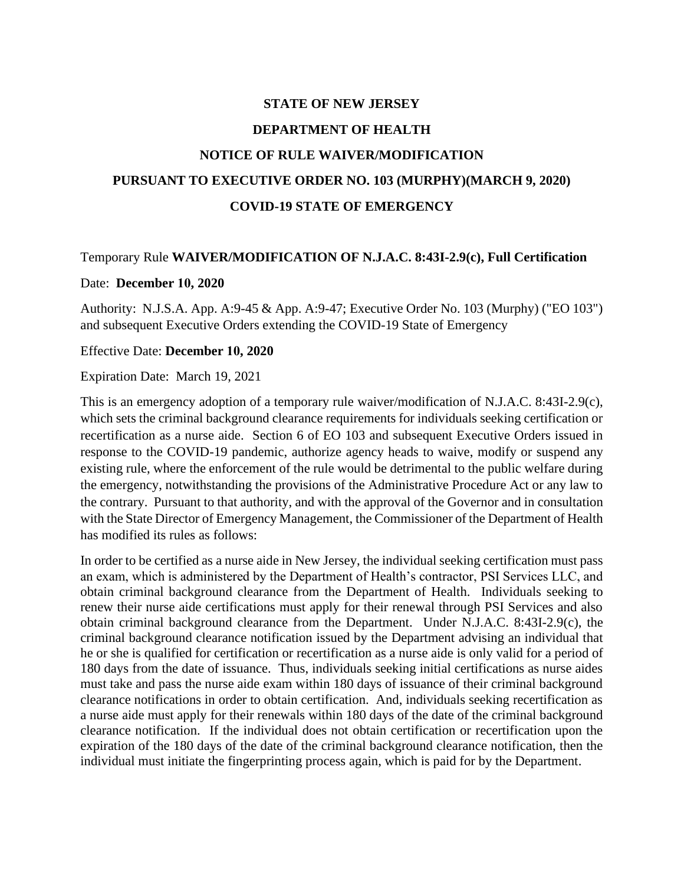**STATE OF NEW JERSEY**

**DEPARTMENT OF HEALTH**

**NOTICE OF RULE WAIVER/MODIFICATION**

**PURSUANT TO EXECUTIVE ORDER NO. 103 (MURPHY)(MARCH 9, 2020)**

**COVID-19 STATE OF EMERGENCY**

Temporary Rule **WAIVER/MODIFICATION OF N.J.A.C. 8:43I-2.9(c), Full Certification**

Date: **December 10, 2020**

Authority: N.J.S.A. App. A:9-45 & App. A:9-47; Executive Order No. 103 (Murphy) ("EO 103") and subsequent Executive Orders extending the COVID-19 State of Emergency

Effective Date: **December 10, 2020**

Expiration Date: March 19, 2021

This is an emergency adoption of a temporary rule waiver/modification of N.J.A.C. 8:43I-2.9(c), which sets the criminal background clearance requirements for individuals seeking certification or recertification as a nurse aide. Section 6 of EO 103 and subsequent Executive Orders issued in response to the COVID-19 pandemic, authorize agency heads to waive, modify or suspend any existing rule, where the enforcement of the rule would be detrimental to the public welfare during the emergency, notwithstanding the provisions of the Administrative Procedure Act or any law to the contrary. Pursuant to that authority, and with the approval of the Governor and in consultation with the State Director of Emergency Management, the Commissioner of the Department of Health has modified its rules as follows:

In order to be certified as a nurse aide in New Jersey, the individual seeking certification must pass an exam, which is administered by the Department of Health's contractor, PSI Services LLC, and obtain criminal background clearance from the Department of Health. Individuals seeking to renew their nurse aide certifications must apply for their renewal through PSI Services and also obtain criminal background clearance from the Department. Under N.J.A.C. 8:43I-2.9(c), the criminal background clearance notification issued by the Department advising an individual that he or she is qualified for certification or recertification as a nurse aide is only valid for a period of 180 days from the date of issuance. Thus, individuals seeking initial certifications as nurse aides must take and pass the nurse aide exam within 180 days of issuance of their criminal background clearance notifications in order to obtain certification. And, individuals seeking recertification as a nurse aide must apply for their renewals within 180 days of the date of the criminal background clearance notification. If the individual does not obtain certification or recertification upon the expiration of the 180 days of the date of the criminal background clearance notification, then the individual must initiate the fingerprinting process again, which is paid for by the Department.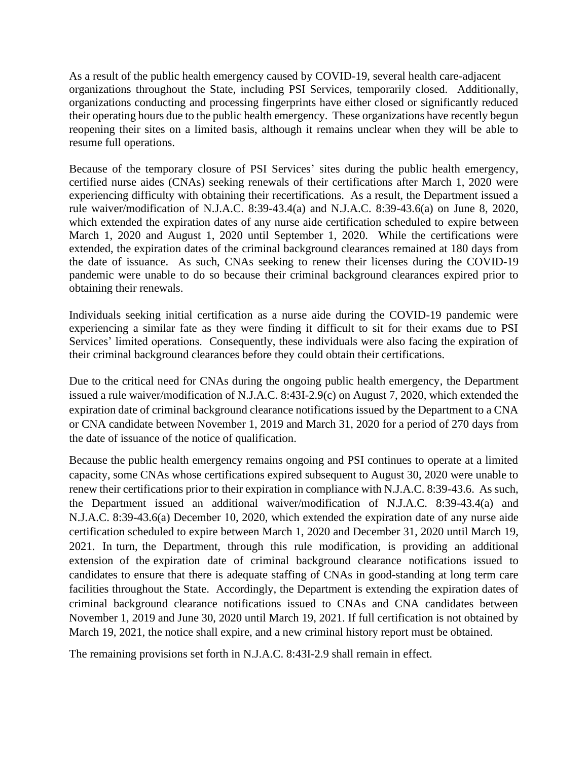As a result of the public health emergency caused by COVID-19, several health care-adjacent organizations throughout the State, including PSI Services, temporarily closed. Additionally, organizations conducting and processing fingerprints have either closed or significantly reduced their operating hours due to the public health emergency. These organizations have recently begun reopening their sites on a limited basis, although it remains unclear when they will be able to resume full operations.

Because of the temporary closure of PSI Services' sites during the public health emergency, certified nurse aides (CNAs) seeking renewals of their certifications after March 1, 2020 were experiencing difficulty with obtaining their recertifications. As a result, the Department issued a rule waiver/modification of N.J.A.C. 8:39-43.4(a) and N.J.A.C. 8:39-43.6(a) on June 8, 2020, which extended the expiration dates of any nurse aide certification scheduled to expire between March 1, 2020 and August 1, 2020 until September 1, 2020. While the certifications were extended, the expiration dates of the criminal background clearances remained at 180 days from the date of issuance. As such, CNAs seeking to renew their licenses during the COVID-19 pandemic were unable to do so because their criminal background clearances expired prior to obtaining their renewals.

Individuals seeking initial certification as a nurse aide during the COVID-19 pandemic were experiencing a similar fate as they were finding it difficult to sit for their exams due to PSI Services' limited operations. Consequently, these individuals were also facing the expiration of their criminal background clearances before they could obtain their certifications.

Due to the critical need for CNAs during the ongoing public health emergency, the Department issued a rule waiver/modification of N.J.A.C. 8:43I-2.9(c) on August 7, 2020, which extended the expiration date of criminal background clearance notifications issued by the Department to a CNA or CNA candidate between November 1, 2019 and March 31, 2020 for a period of 270 days from the date of issuance of the notice of qualification.

Because the public health emergency remains ongoing and PSI continues to operate at a limited capacity, some CNAs whose certifications expired subsequent to August 30, 2020 were unable to renew their certifications prior to their expiration in compliance with N.J.A.C. 8:39-43.6. As such, the Department issued an additional waiver/modification of N.J.A.C. 8:39-43.4(a) and N.J.A.C. 8:39-43.6(a) December 10, 2020, which extended the expiration date of any nurse aide certification scheduled to expire between March 1, 2020 and December 31, 2020 until March 19, 2021. In turn, the Department, through this rule modification, is providing an additional extension of the expiration date of criminal background clearance notifications issued to candidates to ensure that there is adequate staffing of CNAs in good-standing at long term care facilities throughout the State. Accordingly, the Department is extending the expiration dates of criminal background clearance notifications issued to CNAs and CNA candidates between November 1, 2019 and June 30, 2020 until March 19, 2021. If full certification is not obtained by March 19, 2021, the notice shall expire, and a new criminal history report must be obtained.

The remaining provisions set forth in N.J.A.C. 8:43I-2.9 shall remain in effect.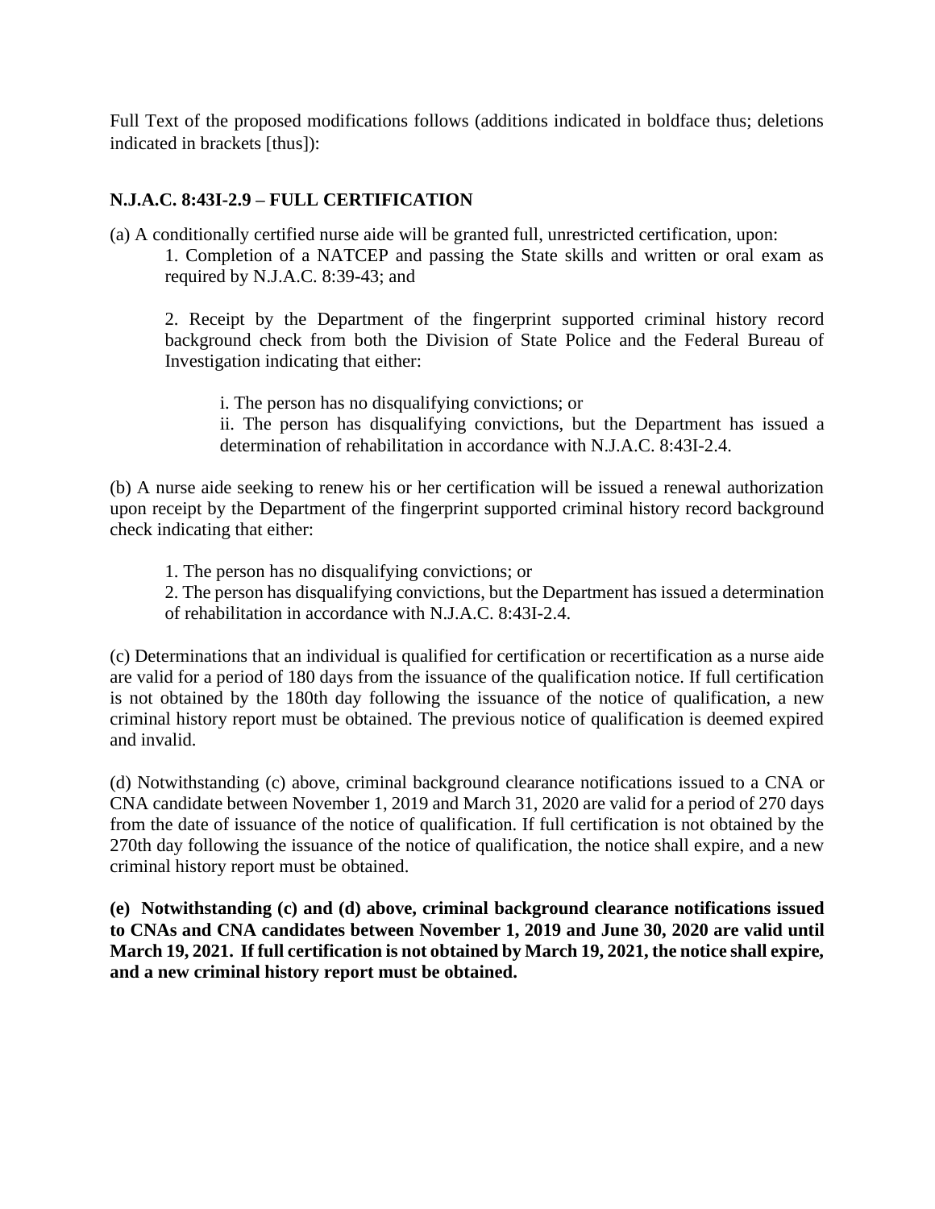Full Text of the proposed modifications follows (additions indicated in boldface thus; deletions indicated in brackets [thus]):

**N.J.A.C. 8:43I-2.9 – FULL CERTIFICATION**

(a) A conditionally certified nurse aide will be granted full, unrestricted certification, upon:

1. Completion of a NATCEP and passing the State skills and written or oral exam as required by N.J.A.C. 8:39-43; and

2. Receipt by the Department of the fingerprint supported criminal history record background check from both the Division of State Police and the Federal Bureau of Investigation indicating that either:

   i. The person has no disqualifying convictions; or

   ii. The person has disqualifying convictions, but the Department has issued a determination of rehabilitation in accordance with N.J.A.C. 8:43I-2.4.

(b) A nurse aide seeking to renew his or her certification will be issued a renewal authorization upon receipt by the Department of the fingerprint supported criminal history record background check indicating that either:

1. The person has no disqualifying convictions; or
2. The person has disqualifying convictions, but the Department has issued a determination of rehabilitation in accordance with N.J.A.C. 8:43I-2.4.

(c) Determinations that an individual is qualified for certification or recertification as a nurse aide are valid for a period of 180 days from the issuance of the qualification notice. If full certification is not obtained by the 180th day following the issuance of the notice of qualification, a new criminal history report must be obtained. The previous notice of qualification is deemed expired and invalid.

(d) Notwithstanding (c) above, criminal background clearance notifications issued to a CNA or CNA candidate between November 1, 2019 and March 31, 2020 are valid for a period of 270 days from the date of issuance of the notice of qualification. If full certification is not obtained by the 270th day following the issuance of the notice of qualification, the notice shall expire, and a new criminal history report must be obtained.

**(e) Notwithstanding (c) and (d) above, criminal background clearance notifications issued to CNAs and CNA candidates between November 1, 2019 and June 30, 2020 are valid until March 19, 2021. If full certification is not obtained by March 19, 2021, the notice shall expire, and a new criminal history report must be obtained.**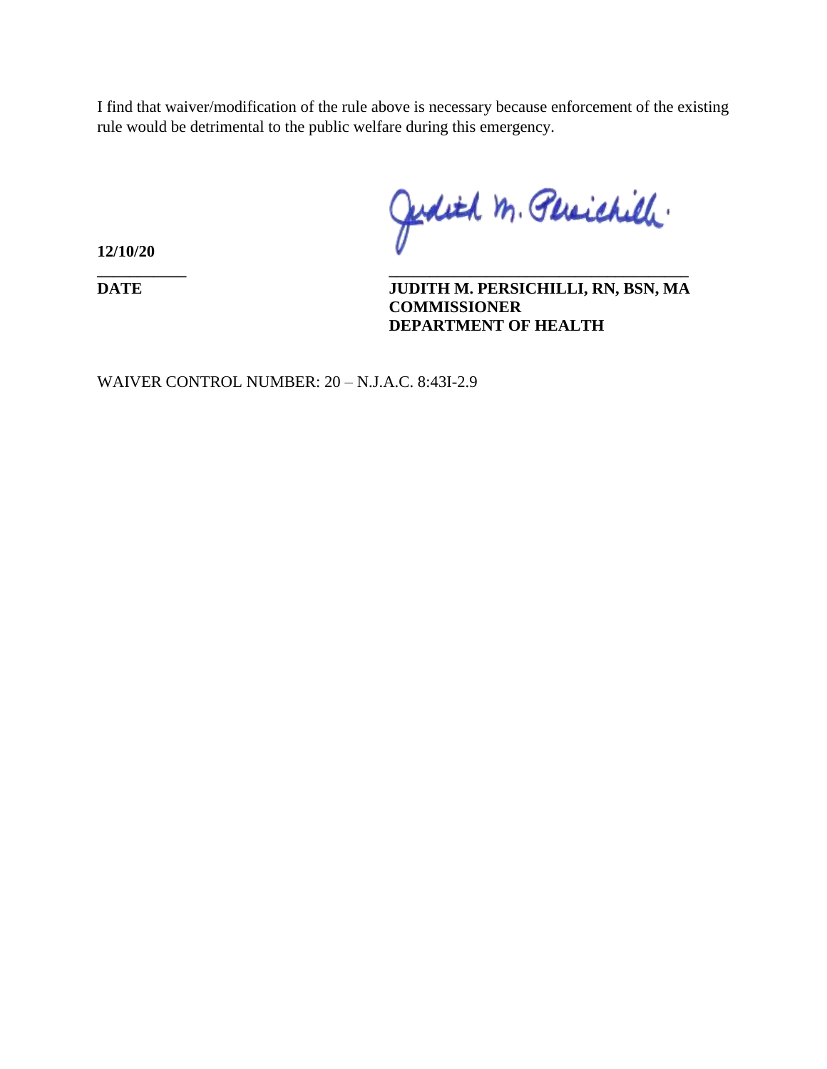I find that waiver/modification of the rule above is necessary because enforcement of the existing rule would be detrimental to the public welfare during this emergency.

**12/10/20**
**\_\_\_\_\_\_\_\_\_\_\_**
**DATE**

**\_\_\_\_\_\_\_\_\_\_\_\_\_\_\_\_\_\_\_\_\_\_\_\_\_\_\_\_\_\_\_\_\_\_\_\_**
**JUDITH M. PERSICHILLI, RN, BSN, MA**
**COMMISSIONER**
**DEPARTMENT OF HEALTH**

WAIVER CONTROL NUMBER: 20 – N.J.A.C. 8:43I-2.9